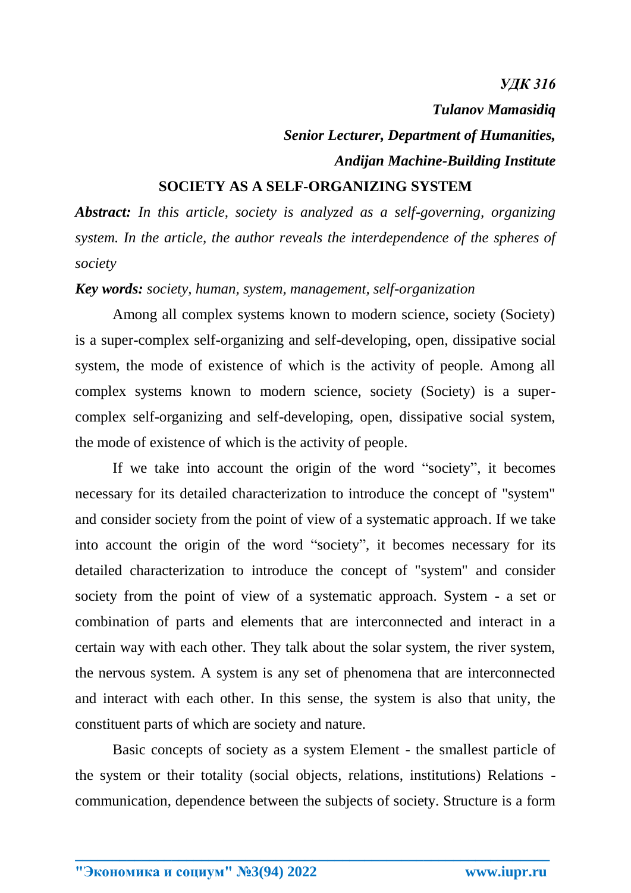*УДК 316*

***Tulanov Mamasidiq***

***Senior Lecturer, Department of Humanities,***

***Andijan Machine-Building Institute***

# SOCIETY AS A SELF-ORGANIZING SYSTEM

***Abstract:*** *In this article, society is analyzed as a self-governing, organizing system. In the article, the author reveals the interdependence of the spheres of society*

***Key words:*** *society, human, system, management, self-organization*

Among all complex systems known to modern science, society (Society) is a super-complex self-organizing and self-developing, open, dissipative social system, the mode of existence of which is the activity of people. Among all complex systems known to modern science, society (Society) is a super-complex self-organizing and self-developing, open, dissipative social system, the mode of existence of which is the activity of people.

If we take into account the origin of the word "society", it becomes necessary for its detailed characterization to introduce the concept of "system" and consider society from the point of view of a systematic approach. If we take into account the origin of the word "society", it becomes necessary for its detailed characterization to introduce the concept of "system" and consider society from the point of view of a systematic approach. System - a set or combination of parts and elements that are interconnected and interact in a certain way with each other. They talk about the solar system, the river system, the nervous system. A system is any set of phenomena that are interconnected and interact with each other. In this sense, the system is also that unity, the constituent parts of which are society and nature.

Basic concepts of society as a system Element - the smallest particle of the system or their totality (social objects, relations, institutions) Relations - communication, dependence between the subjects of society. Structure is a form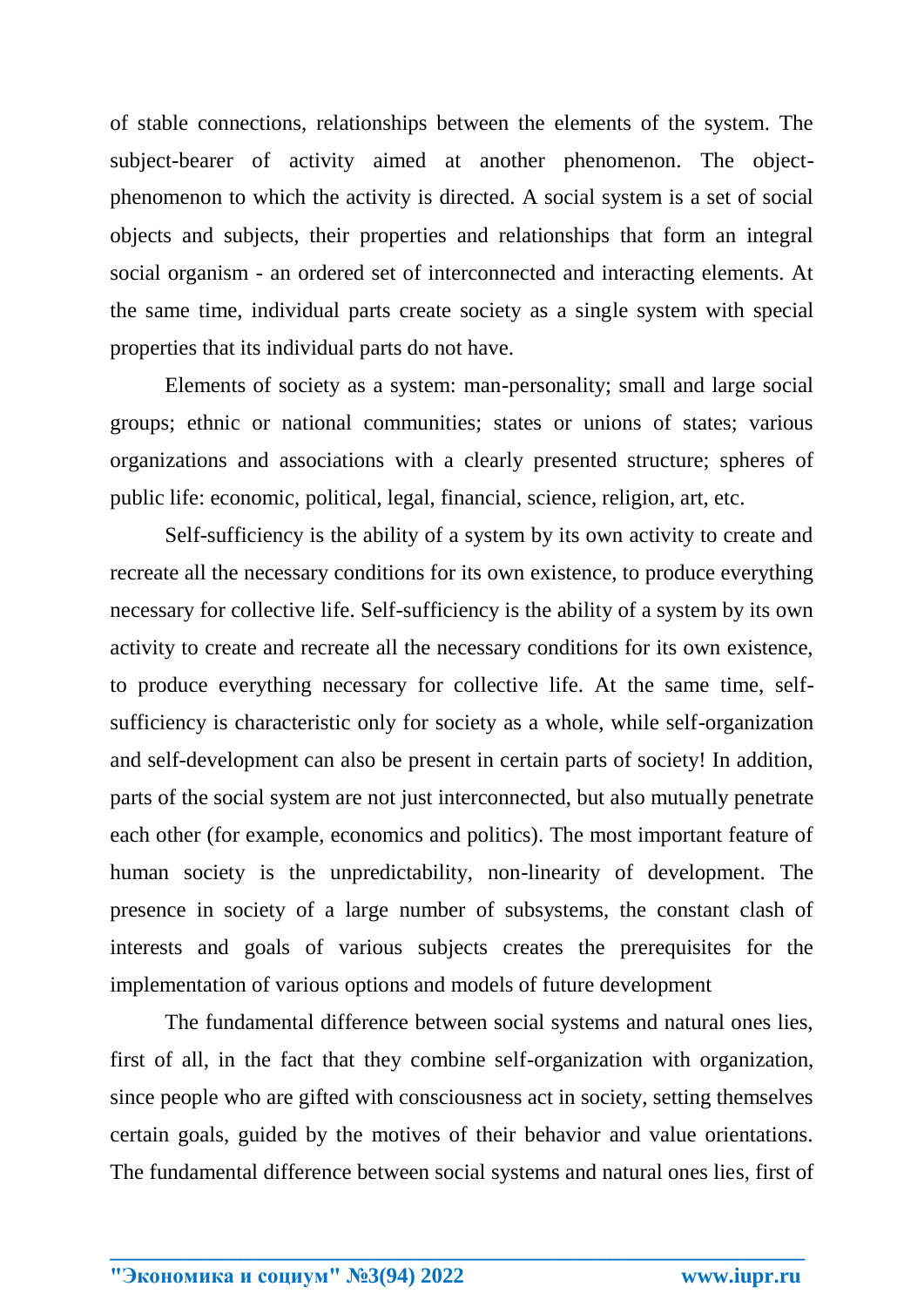of stable connections, relationships between the elements of the system. The subject-bearer of activity aimed at another phenomenon. The object-phenomenon to which the activity is directed. A social system is a set of social objects and subjects, their properties and relationships that form an integral social organism - an ordered set of interconnected and interacting elements. At the same time, individual parts create society as a single system with special properties that its individual parts do not have.

Elements of society as a system: man-personality; small and large social groups; ethnic or national communities; states or unions of states; various organizations and associations with a clearly presented structure; spheres of public life: economic, political, legal, financial, science, religion, art, etc.

Self-sufficiency is the ability of a system by its own activity to create and recreate all the necessary conditions for its own existence, to produce everything necessary for collective life. Self-sufficiency is the ability of a system by its own activity to create and recreate all the necessary conditions for its own existence, to produce everything necessary for collective life. At the same time, self-sufficiency is characteristic only for society as a whole, while self-organization and self-development can also be present in certain parts of society! In addition, parts of the social system are not just interconnected, but also mutually penetrate each other (for example, economics and politics). The most important feature of human society is the unpredictability, non-linearity of development. The presence in society of a large number of subsystems, the constant clash of interests and goals of various subjects creates the prerequisites for the implementation of various options and models of future development

The fundamental difference between social systems and natural ones lies, first of all, in the fact that they combine self-organization with organization, since people who are gifted with consciousness act in society, setting themselves certain goals, guided by the motives of their behavior and value orientations. The fundamental difference between social systems and natural ones lies, first of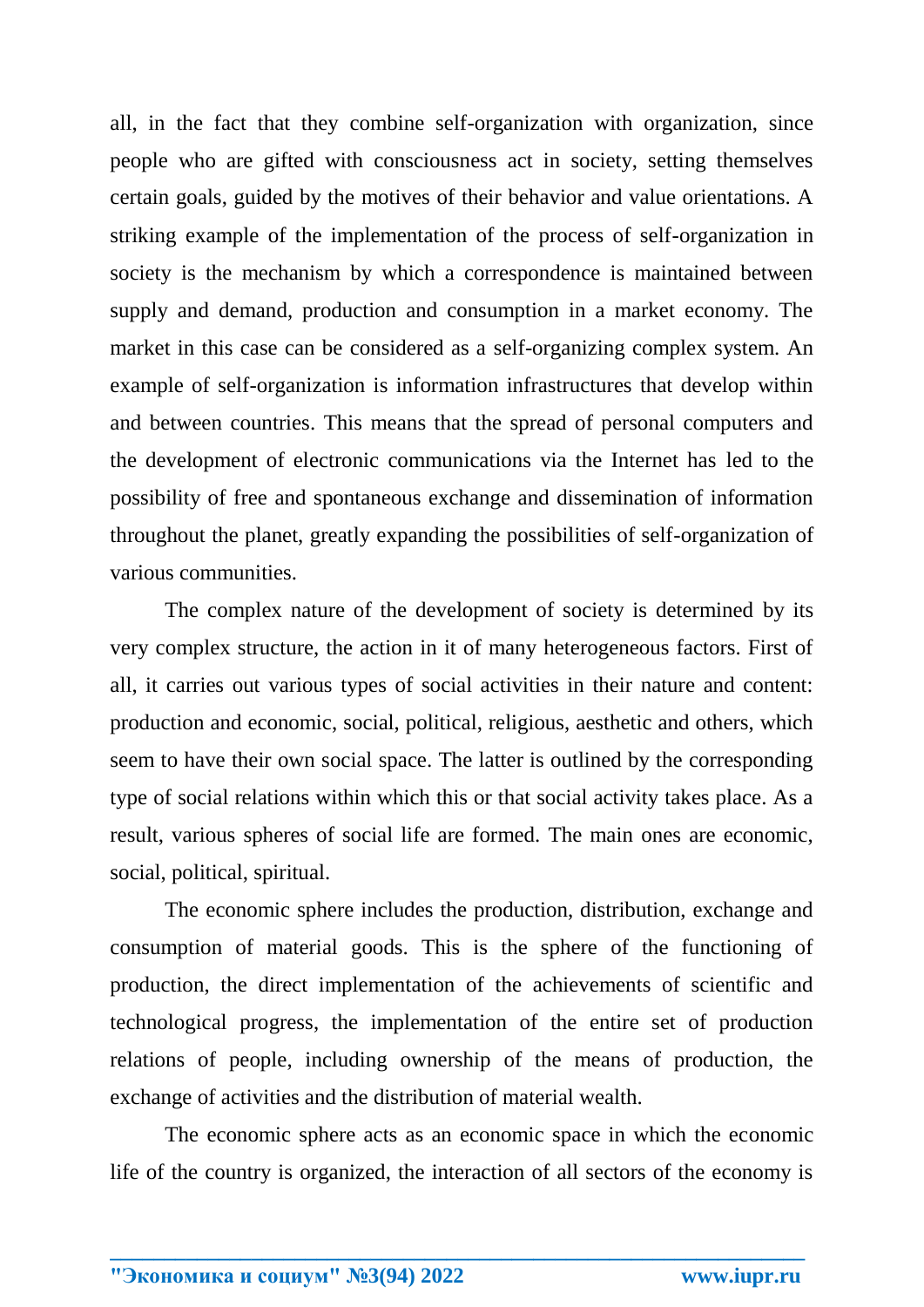all, in the fact that they combine self-organization with organization, since people who are gifted with consciousness act in society, setting themselves certain goals, guided by the motives of their behavior and value orientations. A striking example of the implementation of the process of self-organization in society is the mechanism by which a correspondence is maintained between supply and demand, production and consumption in a market economy. The market in this case can be considered as a self-organizing complex system. An example of self-organization is information infrastructures that develop within and between countries. This means that the spread of personal computers and the development of electronic communications via the Internet has led to the possibility of free and spontaneous exchange and dissemination of information throughout the planet, greatly expanding the possibilities of self-organization of various communities.

The complex nature of the development of society is determined by its very complex structure, the action in it of many heterogeneous factors. First of all, it carries out various types of social activities in their nature and content: production and economic, social, political, religious, aesthetic and others, which seem to have their own social space. The latter is outlined by the corresponding type of social relations within which this or that social activity takes place. As a result, various spheres of social life are formed. The main ones are economic, social, political, spiritual.

The economic sphere includes the production, distribution, exchange and consumption of material goods. This is the sphere of the functioning of production, the direct implementation of the achievements of scientific and technological progress, the implementation of the entire set of production relations of people, including ownership of the means of production, the exchange of activities and the distribution of material wealth.

The economic sphere acts as an economic space in which the economic life of the country is organized, the interaction of all sectors of the economy is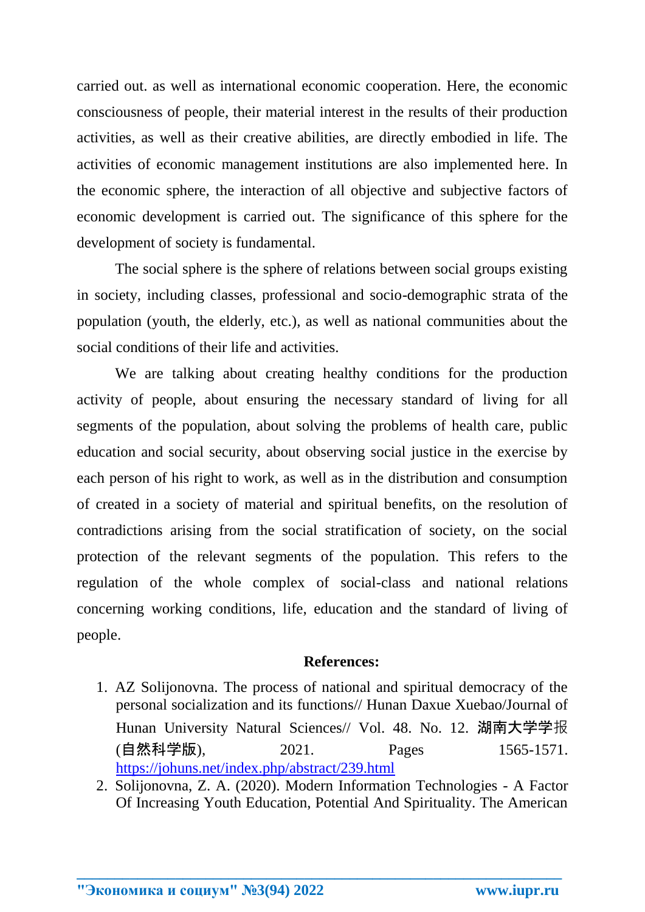carried out. as well as international economic cooperation. Here, the economic consciousness of people, their material interest in the results of their production activities, as well as their creative abilities, are directly embodied in life. The activities of economic management institutions are also implemented here. In the economic sphere, the interaction of all objective and subjective factors of economic development is carried out. The significance of this sphere for the development of society is fundamental.

The social sphere is the sphere of relations between social groups existing in society, including classes, professional and socio-demographic strata of the population (youth, the elderly, etc.), as well as national communities about the social conditions of their life and activities.

We are talking about creating healthy conditions for the production activity of people, about ensuring the necessary standard of living for all segments of the population, about solving the problems of health care, public education and social security, about observing social justice in the exercise by each person of his right to work, as well as in the distribution and consumption of created in a society of material and spiritual benefits, on the resolution of contradictions arising from the social stratification of society, on the social protection of the relevant segments of the population. This refers to the regulation of the whole complex of social-class and national relations concerning working conditions, life, education and the standard of living of people.

**References:**

1. AZ Solijonovna. The process of national and spiritual democracy of the personal socialization and its functions// Hunan Daxue Xuebao/Journal of Hunan University Natural Sciences// Vol. 48. No. 12. 湖南大学学报(自然科学版), 2021. Pages 1565-1571. https://johuns.net/index.php/abstract/239.html
2. Solijonovna, Z. A. (2020). Modern Information Technologies - A Factor Of Increasing Youth Education, Potential And Spirituality. The American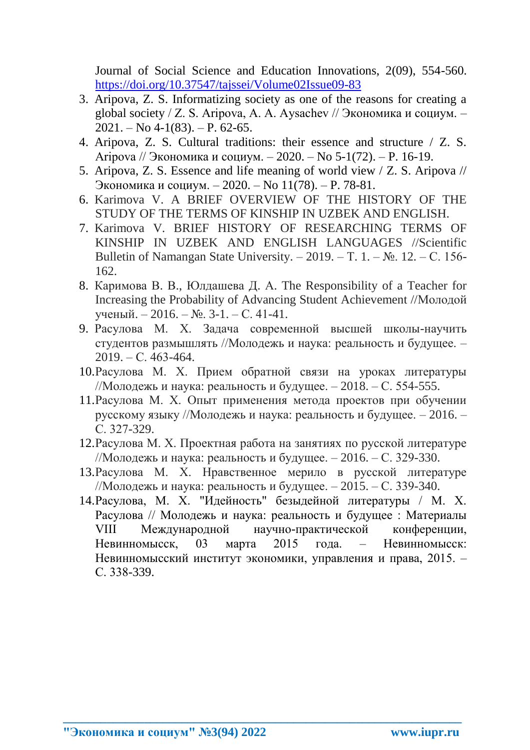Journal of Social Science and Education Innovations, 2(09), 554-560. https://doi.org/10.37547/tajssei/Volume02Issue09-83

3. Aripova, Z. S. Informatizing society as one of the reasons for creating a global society / Z. S. Aripova, A. A. Aysachev // Экономика и социум. – 2021. – No 4-1(83). – P. 62-65.
4. Aripova, Z. S. Cultural traditions: their essence and structure / Z. S. Aripova // Экономика и социум. – 2020. – No 5-1(72). – P. 16-19.
5. Aripova, Z. S. Essence and life meaning of world view / Z. S. Aripova // Экономика и социум. – 2020. – No 11(78). – P. 78-81.
6. Karimova V. A BRIEF OVERVIEW OF THE HISTORY OF THE STUDY OF THE TERMS OF KINSHIP IN UZBEK AND ENGLISH.
7. Karimova V. BRIEF HISTORY OF RESEARCHING TERMS OF KINSHIP IN UZBEK AND ENGLISH LANGUAGES //Scientific Bulletin of Namangan State University. – 2019. – Т. 1. – №. 12. – С. 156-162.
8. Каримова В. В., Юлдашева Д. А. The Responsibility of a Teacher for Increasing the Probability of Advancing Student Achievement //Молодой ученый. – 2016. – №. 3-1. – С. 41-41.
9. Расулова М. Х. Задача современной высшей школы-научить студентов размышлять //Молодежь и наука: реальность и будущее. – 2019. – С. 463-464.
10. Расулова М. Х. Прием обратной связи на уроках литературы //Молодежь и наука: реальность и будущее. – 2018. – С. 554-555.
11. Расулова М. Х. Опыт применения метода проектов при обучении русскому языку //Молодежь и наука: реальность и будущее. – 2016. – С. 327-329.
12. Расулова М. Х. Проектная работа на занятиях по русской литературе //Молодежь и наука: реальность и будущее. – 2016. – С. 329-330.
13. Расулова М. Х. Нравственное мерило в русской литературе //Молодежь и наука: реальность и будущее. – 2015. – С. 339-340.
14. Расулова, М. Х. "Идейность" безыдейной литературы / М. Х. Расулова // Молодежь и наука: реальность и будущее : Материалы VIII Международной научно-практической конференции, Невинномысск, 03 марта 2015 года. – Невинномысск: Невинномысский институт экономики, управления и права, 2015. – С. 338-339.